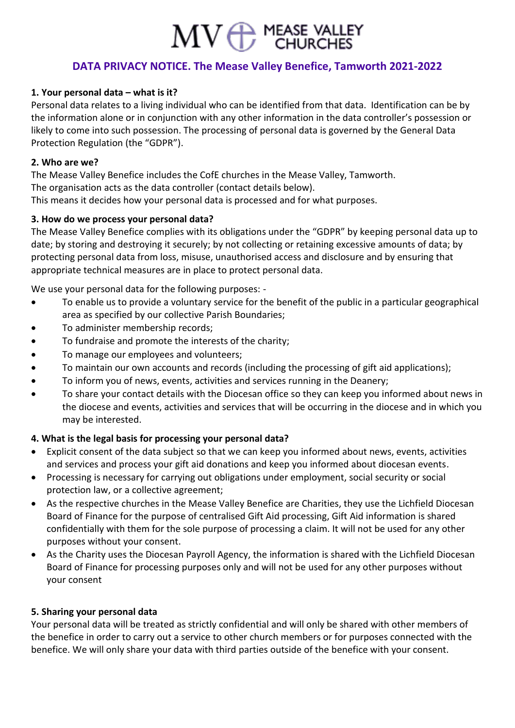MV MEASE VALLEY CHURCHES

# DATA PRIVACY NOTICE. The Mease Valley Benefice, Tamworth 2021-2022

**1. Your personal data – what is it?**

Personal data relates to a living individual who can be identified from that data. Identification can be by the information alone or in conjunction with any other information in the data controller's possession or likely to come into such possession. The processing of personal data is governed by the General Data Protection Regulation (the "GDPR").

**2. Who are we?**

The Mease Valley Benefice includes the CofE churches in the Mease Valley, Tamworth.
The organisation acts as the data controller (contact details below).
This means it decides how your personal data is processed and for what purposes.

**3. How do we process your personal data?**

The Mease Valley Benefice complies with its obligations under the "GDPR" by keeping personal data up to date; by storing and destroying it securely; by not collecting or retaining excessive amounts of data; by protecting personal data from loss, misuse, unauthorised access and disclosure and by ensuring that appropriate technical measures are in place to protect personal data.

We use your personal data for the following purposes: -

- To enable us to provide a voluntary service for the benefit of the public in a particular geographical area as specified by our collective Parish Boundaries;
- To administer membership records;
- To fundraise and promote the interests of the charity;
- To manage our employees and volunteers;
- To maintain our own accounts and records (including the processing of gift aid applications);
- To inform you of news, events, activities and services running in the Deanery;
- To share your contact details with the Diocesan office so they can keep you informed about news in the diocese and events, activities and services that will be occurring in the diocese and in which you may be interested.

**4. What is the legal basis for processing your personal data?**

- Explicit consent of the data subject so that we can keep you informed about news, events, activities and services and process your gift aid donations and keep you informed about diocesan events.
- Processing is necessary for carrying out obligations under employment, social security or social protection law, or a collective agreement;
- As the respective churches in the Mease Valley Benefice are Charities, they use the Lichfield Diocesan Board of Finance for the purpose of centralised Gift Aid processing, Gift Aid information is shared confidentially with them for the sole purpose of processing a claim. It will not be used for any other purposes without your consent.
- As the Charity uses the Diocesan Payroll Agency, the information is shared with the Lichfield Diocesan Board of Finance for processing purposes only and will not be used for any other purposes without your consent

**5. Sharing your personal data**

Your personal data will be treated as strictly confidential and will only be shared with other members of the benefice in order to carry out a service to other church members or for purposes connected with the benefice. We will only share your data with third parties outside of the benefice with your consent.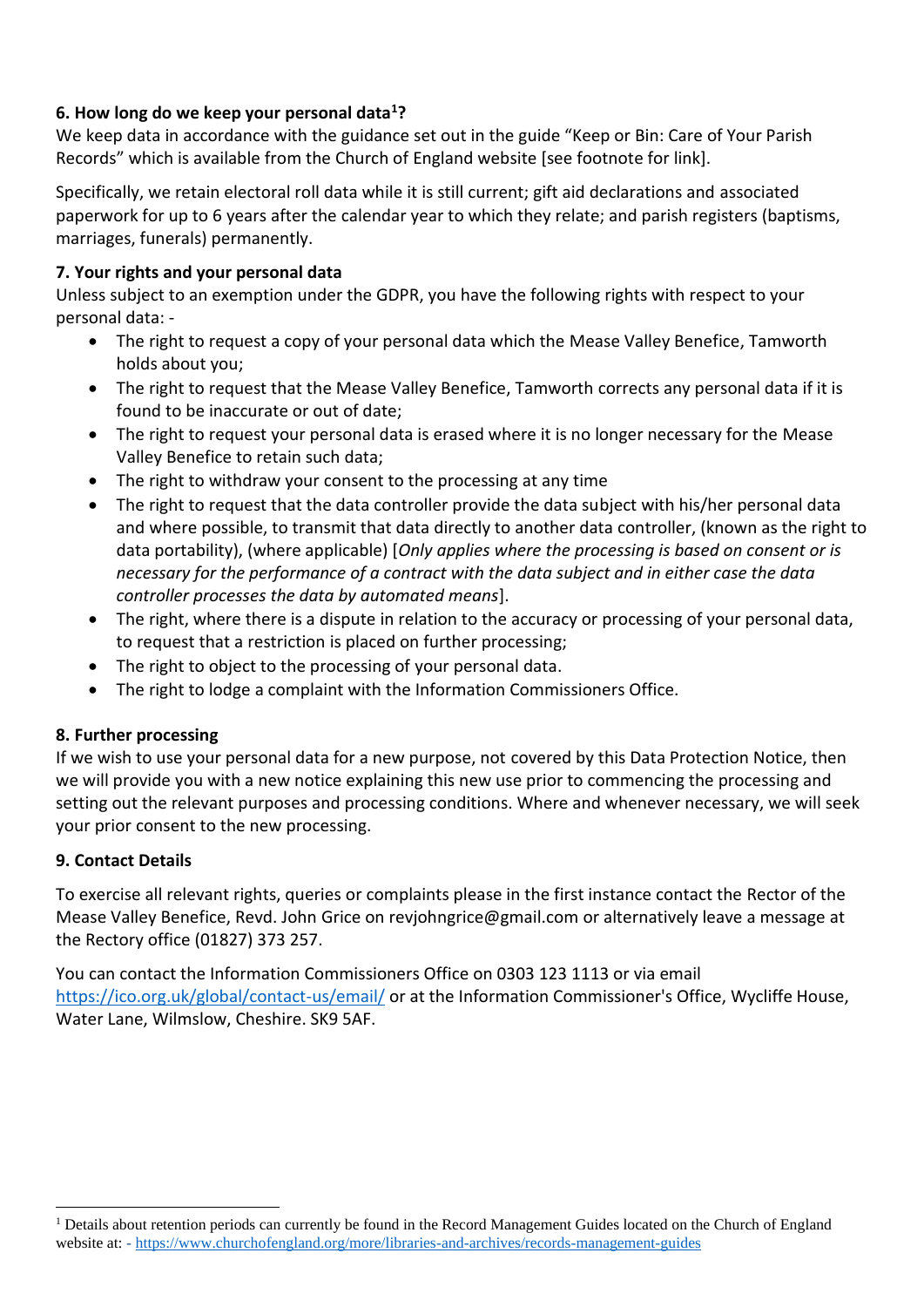**6. How long do we keep your personal data[1]?**

We keep data in accordance with the guidance set out in the guide "Keep or Bin: Care of Your Parish Records" which is available from the Church of England website [see footnote for link].

Specifically, we retain electoral roll data while it is still current; gift aid declarations and associated paperwork for up to 6 years after the calendar year to which they relate; and parish registers (baptisms, marriages, funerals) permanently.

**7. Your rights and your personal data**

Unless subject to an exemption under the GDPR, you have the following rights with respect to your personal data: -

- The right to request a copy of your personal data which the Mease Valley Benefice, Tamworth holds about you;
- The right to request that the Mease Valley Benefice, Tamworth corrects any personal data if it is found to be inaccurate or out of date;
- The right to request your personal data is erased where it is no longer necessary for the Mease Valley Benefice to retain such data;
- The right to withdraw your consent to the processing at any time
- The right to request that the data controller provide the data subject with his/her personal data and where possible, to transmit that data directly to another data controller, (known as the right to data portability), (where applicable) [*Only applies where the processing is based on consent or is necessary for the performance of a contract with the data subject and in either case the data controller processes the data by automated means*].
- The right, where there is a dispute in relation to the accuracy or processing of your personal data, to request that a restriction is placed on further processing;
- The right to object to the processing of your personal data.
- The right to lodge a complaint with the Information Commissioners Office.

**8. Further processing**

If we wish to use your personal data for a new purpose, not covered by this Data Protection Notice, then we will provide you with a new notice explaining this new use prior to commencing the processing and setting out the relevant purposes and processing conditions. Where and whenever necessary, we will seek your prior consent to the new processing.

**9. Contact Details**

To exercise all relevant rights, queries or complaints please in the first instance contact the Rector of the Mease Valley Benefice, Revd. John Grice on revjohngrice@gmail.com or alternatively leave a message at the Rectory office (01827) 373 257.

You can contact the Information Commissioners Office on 0303 123 1113 or via email https://ico.org.uk/global/contact-us/email/ or at the Information Commissioner's Office, Wycliffe House, Water Lane, Wilmslow, Cheshire. SK9 5AF.

---

[1] Details about retention periods can currently be found in the Record Management Guides located on the Church of England website at: - https://www.churchofengland.org/more/libraries-and-archives/records-management-guides